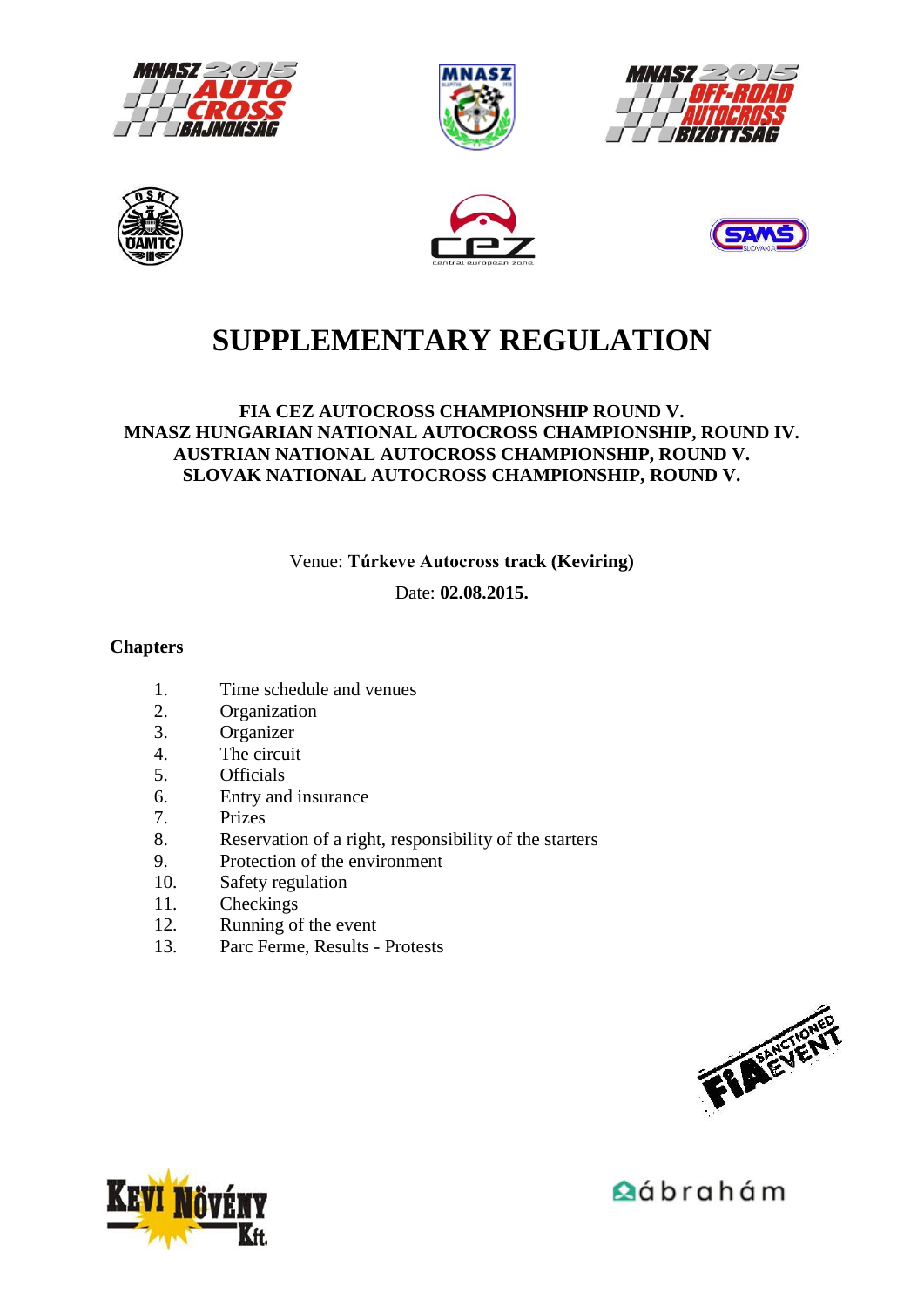# SUPPLEMENTARY REGULATION

**FIA CEZ AUTOCROSS CHAMPIONSHIP ROUND V.**
**MNASZ HUNGARIAN NATIONAL AUTOCROSS CHAMPIONSHIP, ROUND IV.**
**AUSTRIAN NATIONAL AUTOCROSS CHAMPIONSHIP, ROUND V.**
**SLOVAK NATIONAL AUTOCROSS CHAMPIONSHIP, ROUND V.**

Venue: **Túrkeve Autocross track (Keviring)**

Date: **02.08.2015.**

**Chapters**

1. Time schedule and venues
2. Organization
3. Organizer
4. The circuit
5. Officials
6. Entry and insurance
7. Prizes
8. Reservation of a right, responsibility of the starters
9. Protection of the environment
10. Safety regulation
11. Checkings
12. Running of the event
13. Parc Ferme, Results - Protests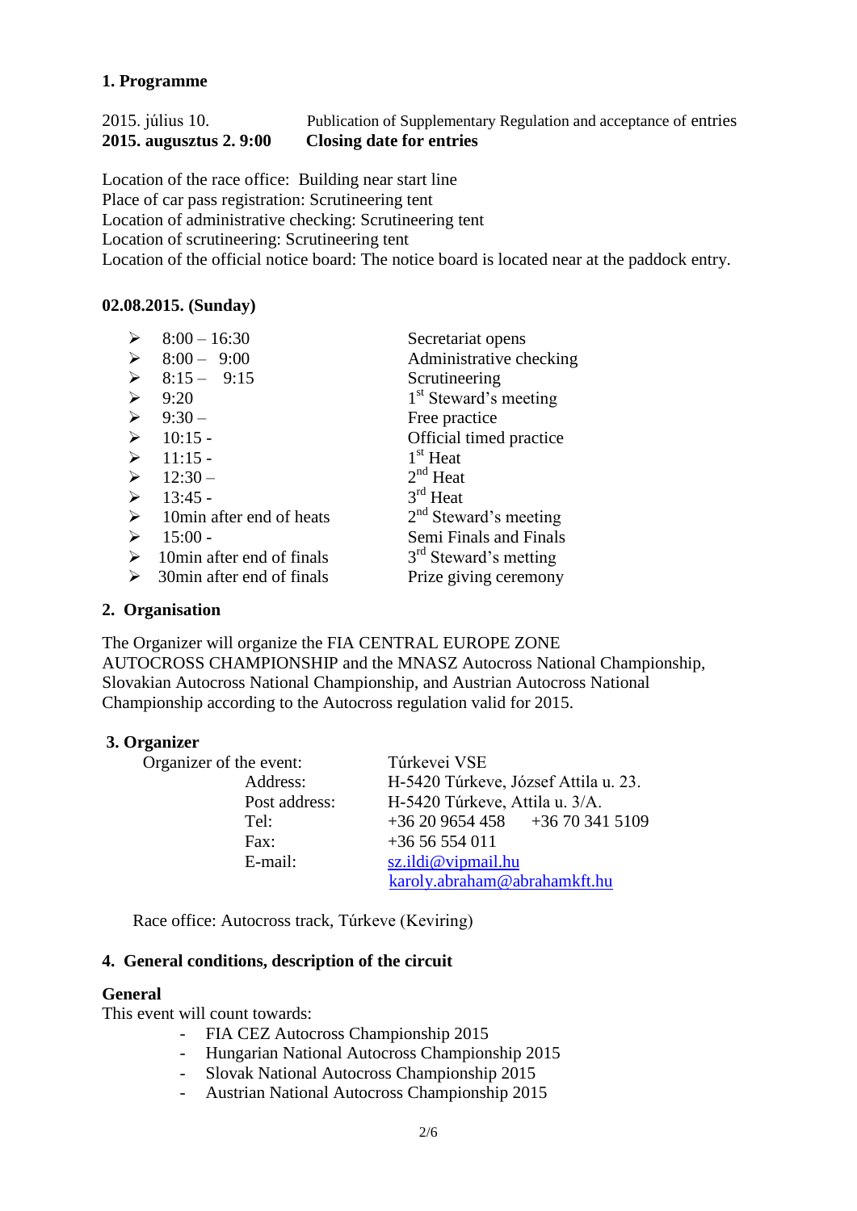## 1. Programme

| | |
|---|---|
| 2015. július 10. | Publication of Supplementary Regulation and acceptance of entries |
| **2015. augusztus 2. 9:00** | **Closing date for entries** |

Location of the race office: Building near start line
Place of car pass registration: Scrutineering tent
Location of administrative checking: Scrutineering tent
Location of scrutineering: Scrutineering tent
Location of the official notice board: The notice board is located near at the paddock entry.

### 02.08.2015. (Sunday)

- 8:00 – 16:30 — Secretariat opens
- 8:00 – 9:00 — Administrative checking
- 8:15 – 9:15 — Scrutineering
- 9:20 — 1st Steward's meeting
- 9:30 – — Free practice
- 10:15 - — Official timed practice
- 11:15 - — 1st Heat
- 12:30 – — 2nd Heat
- 13:45 - — 3rd Heat
- 10min after end of heats — 2nd Steward's meeting
- 15:00 - — Semi Finals and Finals
- 10min after end of finals — 3rd Steward's metting
- 30min after end of finals — Prize giving ceremony

## 2. Organisation

The Organizer will organize the FIA CENTRAL EUROPE ZONE AUTOCROSS CHAMPIONSHIP and the MNASZ Autocross National Championship, Slovakian Autocross National Championship, and Austrian Autocross National Championship according to the Autocross regulation valid for 2015.

## 3. Organizer

| | |
|---|---|
| Organizer of the event: | Túrkevei VSE |
| Address: | H-5420 Túrkeve, József Attila u. 23. |
| Post address: | H-5420 Túrkeve, Attila u. 3/A. |
| Tel: | +36 20 9654 458 +36 70 341 5109 |
| Fax: | +36 56 554 011 |
| E-mail: | sz.ildi@vipmail.hu<br>karoly.abraham@abrahamkft.hu |

Race office: Autocross track, Túrkeve (Keviring)

## 4. General conditions, description of the circuit

### General

This event will count towards:

- FIA CEZ Autocross Championship 2015
- Hungarian National Autocross Championship 2015
- Slovak National Autocross Championship 2015
- Austrian National Autocross Championship 2015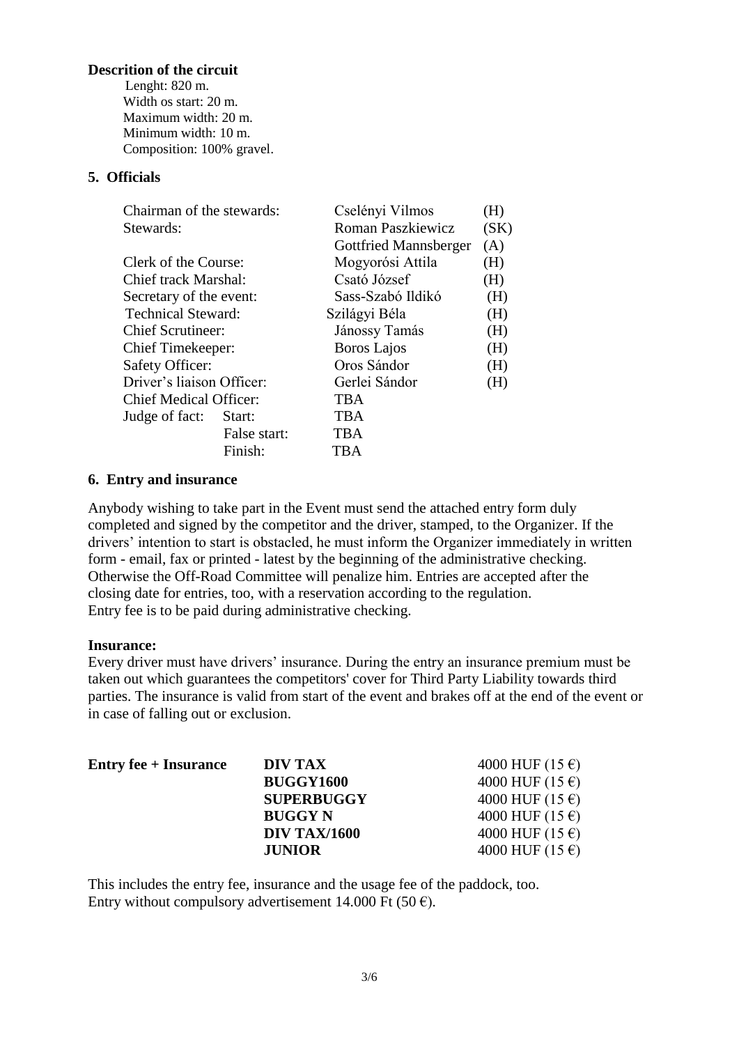**Descrition of the circuit**

Lenght: 820 m.
Width os start: 20 m.
Maximum width: 20 m.
Minimum width: 10 m.
Composition: 100% gravel.

## 5. Officials

| | | |
|---|---|---|
| Chairman of the stewards: | Cselényi Vilmos | (H) |
| Stewards: | Roman Paszkiewicz | (SK) |
| | Gottfried Mannsberger | (A) |
| Clerk of the Course: | Mogyorósi Attila | (H) |
| Chief track Marshal: | Csató József | (H) |
| Secretary of the event: | Sass-Szabó Ildikó | (H) |
| Technical Steward: | Szilágyi Béla | (H) |
| Chief Scrutineer: | Jánossy Tamás | (H) |
| Chief Timekeeper: | Boros Lajos | (H) |
| Safety Officer: | Oros Sándor | (H) |
| Driver's liaison Officer: | Gerlei Sándor | (H) |
| Chief Medical Officer: | TBA | |
| Judge of fact: Start: | TBA | |
| False start: | TBA | |
| Finish: | TBA | |

## 6. Entry and insurance

Anybody wishing to take part in the Event must send the attached entry form duly completed and signed by the competitor and the driver, stamped, to the Organizer. If the drivers' intention to start is obstacled, he must inform the Organizer immediately in written form - email, fax or printed - latest by the beginning of the administrative checking. Otherwise the Off-Road Committee will penalize him. Entries are accepted after the closing date for entries, too, with a reservation according to the regulation.
Entry fee is to be paid during administrative checking.

**Insurance:**
Every driver must have drivers' insurance. During the entry an insurance premium must be taken out which guarantees the competitors' cover for Third Party Liability towards third parties. The insurance is valid from start of the event and brakes off at the end of the event or in case of falling out or exclusion.

| **Entry fee + Insurance** | | |
|---|---|---|
| | **DIV TAX** | 4000 HUF (15 €) |
| | **BUGGY1600** | 4000 HUF (15 €) |
| | **SUPERBUGGY** | 4000 HUF (15 €) |
| | **BUGGY N** | 4000 HUF (15 €) |
| | **DIV TAX/1600** | 4000 HUF (15 €) |
| | **JUNIOR** | 4000 HUF (15 €) |

This includes the entry fee, insurance and the usage fee of the paddock, too.
Entry without compulsory advertisement 14.000 Ft (50 €).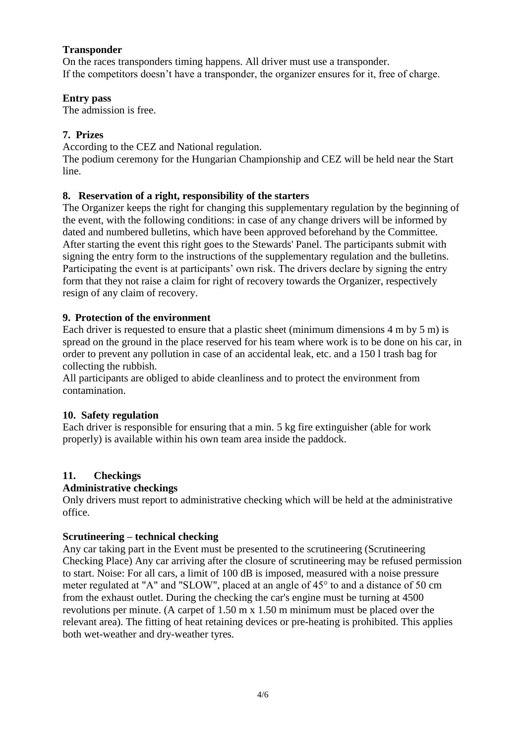**Transponder**

On the races transponders timing happens. All driver must use a transponder.
If the competitors doesn't have a transponder, the organizer ensures for it, free of charge.

**Entry pass**

The admission is free.

## 7. Prizes

According to the CEZ and National regulation.
The podium ceremony for the Hungarian Championship and CEZ will be held near the Start line.

## 8. Reservation of a right, responsibility of the starters

The Organizer keeps the right for changing this supplementary regulation by the beginning of the event, with the following conditions: in case of any change drivers will be informed by dated and numbered bulletins, which have been approved beforehand by the Committee. After starting the event this right goes to the Stewards' Panel. The participants submit with signing the entry form to the instructions of the supplementary regulation and the bulletins. Participating the event is at participants' own risk. The drivers declare by signing the entry form that they not raise a claim for right of recovery towards the Organizer, respectively resign of any claim of recovery.

## 9. Protection of the environment

Each driver is requested to ensure that a plastic sheet (minimum dimensions 4 m by 5 m) is spread on the ground in the place reserved for his team where work is to be done on his car, in order to prevent any pollution in case of an accidental leak, etc. and a 150 l trash bag for collecting the rubbish.

All participants are obliged to abide cleanliness and to protect the environment from contamination.

## 10. Safety regulation

Each driver is responsible for ensuring that a min. 5 kg fire extinguisher (able for work properly) is available within his own team area inside the paddock.

## 11. Checkings

**Administrative checkings**

Only drivers must report to administrative checking which will be held at the administrative office.

**Scrutineering – technical checking**

Any car taking part in the Event must be presented to the scrutineering (Scrutineering Checking Place) Any car arriving after the closure of scrutineering may be refused permission to start. Noise: For all cars, a limit of 100 dB is imposed, measured with a noise pressure meter regulated at "A" and "SLOW", placed at an angle of 45° to and a distance of 50 cm from the exhaust outlet. During the checking the car's engine must be turning at 4500 revolutions per minute. (A carpet of 1.50 m x 1.50 m minimum must be placed over the relevant area). The fitting of heat retaining devices or pre-heating is prohibited. This applies both wet-weather and dry-weather tyres.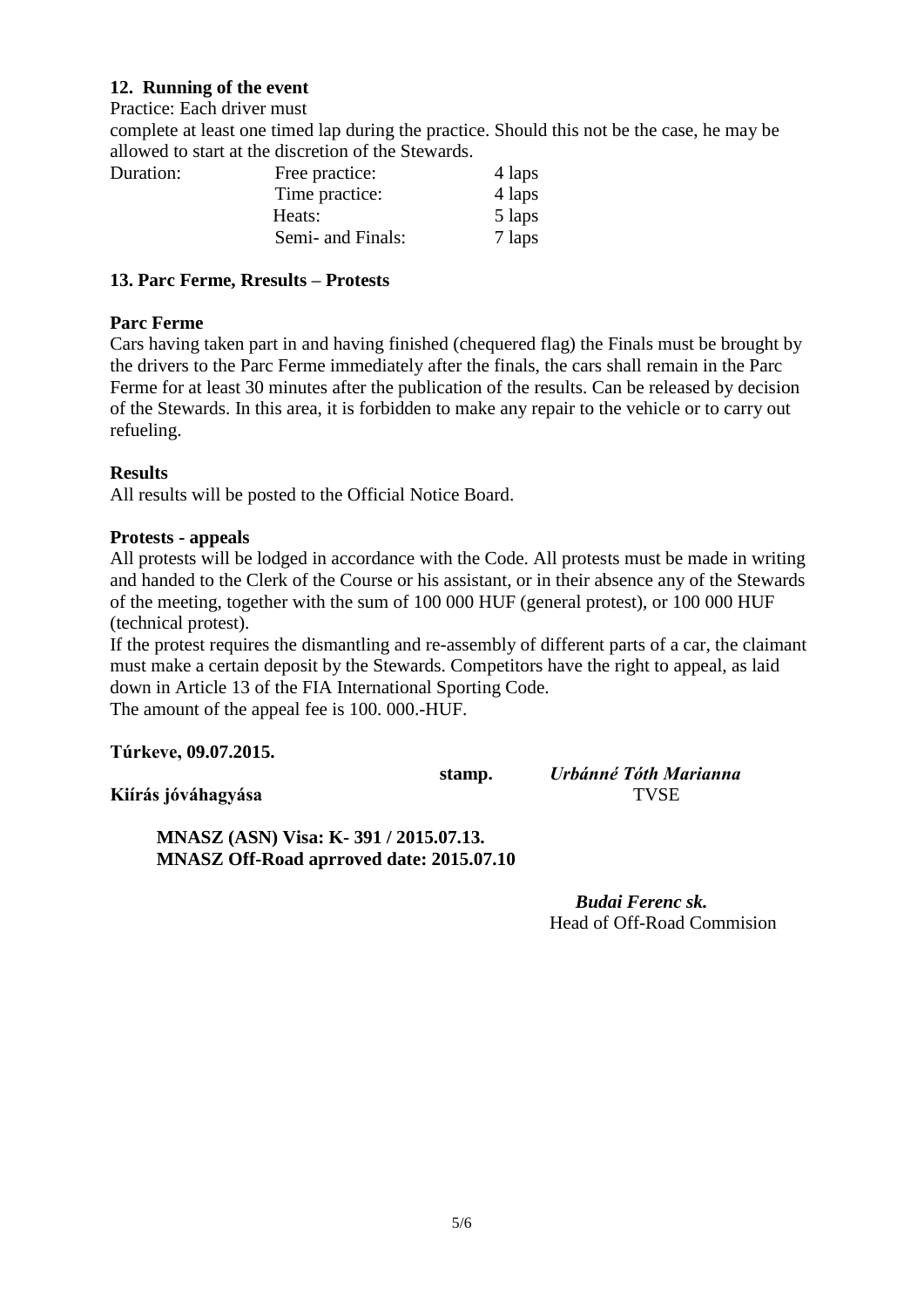### 12. Running of the event

Practice: Each driver must complete at least one timed lap during the practice. Should this not be the case, he may be allowed to start at the discretion of the Stewards.

| Duration: | | |
|---|---|---|
| | Free practice: | 4 laps |
| | Time practice: | 4 laps |
| | Heats: | 5 laps |
| | Semi- and Finals: | 7 laps |

### 13. Parc Ferme, Rresults – Protests

**Parc Ferme**

Cars having taken part in and having finished (chequered flag) the Finals must be brought by the drivers to the Parc Ferme immediately after the finals, the cars shall remain in the Parc Ferme for at least 30 minutes after the publication of the results. Can be released by decision of the Stewards. In this area, it is forbidden to make any repair to the vehicle or to carry out refueling.

**Results**

All results will be posted to the Official Notice Board.

**Protests - appeals**

All protests will be lodged in accordance with the Code. All protests must be made in writing and handed to the Clerk of the Course or his assistant, or in their absence any of the Stewards of the meeting, together with the sum of 100 000 HUF (general protest), or 100 000 HUF (technical protest).

If the protest requires the dismantling and re-assembly of different parts of a car, the claimant must make a certain deposit by the Stewards. Competitors have the right to appeal, as laid down in Article 13 of the FIA International Sporting Code.

The amount of the appeal fee is 100. 000.-HUF.

**Túrkeve, 09.07.2015.**

**stamp.** *Urbánné Tóth Marianna*
TVSE

**Kiírás jóváhagyása**

**MNASZ (ASN) Visa: K- 391 / 2015.07.13.**
**MNASZ Off-Road aprroved date: 2015.07.10**

*Budai Ferenc sk.*
Head of Off-Road Commision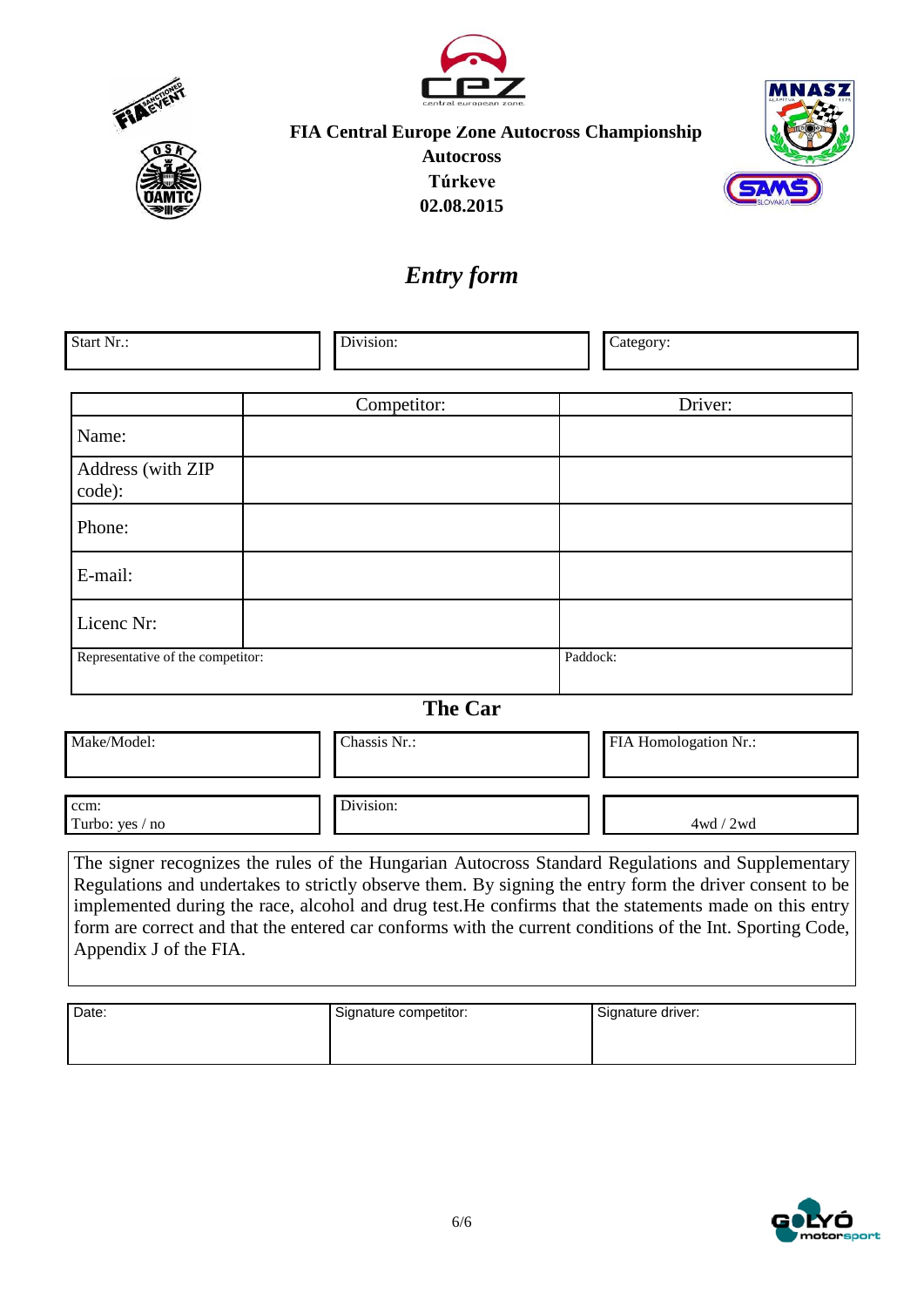**FIA Central Europe Zone Autocross Championship**

**Autocross**

**Túrkeve**

**02.08.2015**

# *Entry form*

| | | |
|---|---|---|
| Start Nr.: | Division: | Category: |

| | Competitor: | Driver: |
|---|---|---|
| Name: | | |
| Address (with ZIP code): | | |
| Phone: | | |
| E-mail: | | |
| Licenc Nr: | | |
| Representative of the competitor: | | Paddock: |

## The Car

| | | |
|---|---|---|
| Make/Model: | Chassis Nr.: | FIA Homologation Nr.: |
| ccm: Turbo: yes / no | Division: | 4wd / 2wd |

The signer recognizes the rules of the Hungarian Autocross Standard Regulations and Supplementary Regulations and undertakes to strictly observe them. By signing the entry form the driver consent to be implemented during the race, alcohol and drug test.He confirms that the statements made on this entry form are correct and that the entered car conforms with the current conditions of the Int. Sporting Code, Appendix J of the FIA.

| | | |
|---|---|---|
| Date: | Signature competitor: | Signature driver: |